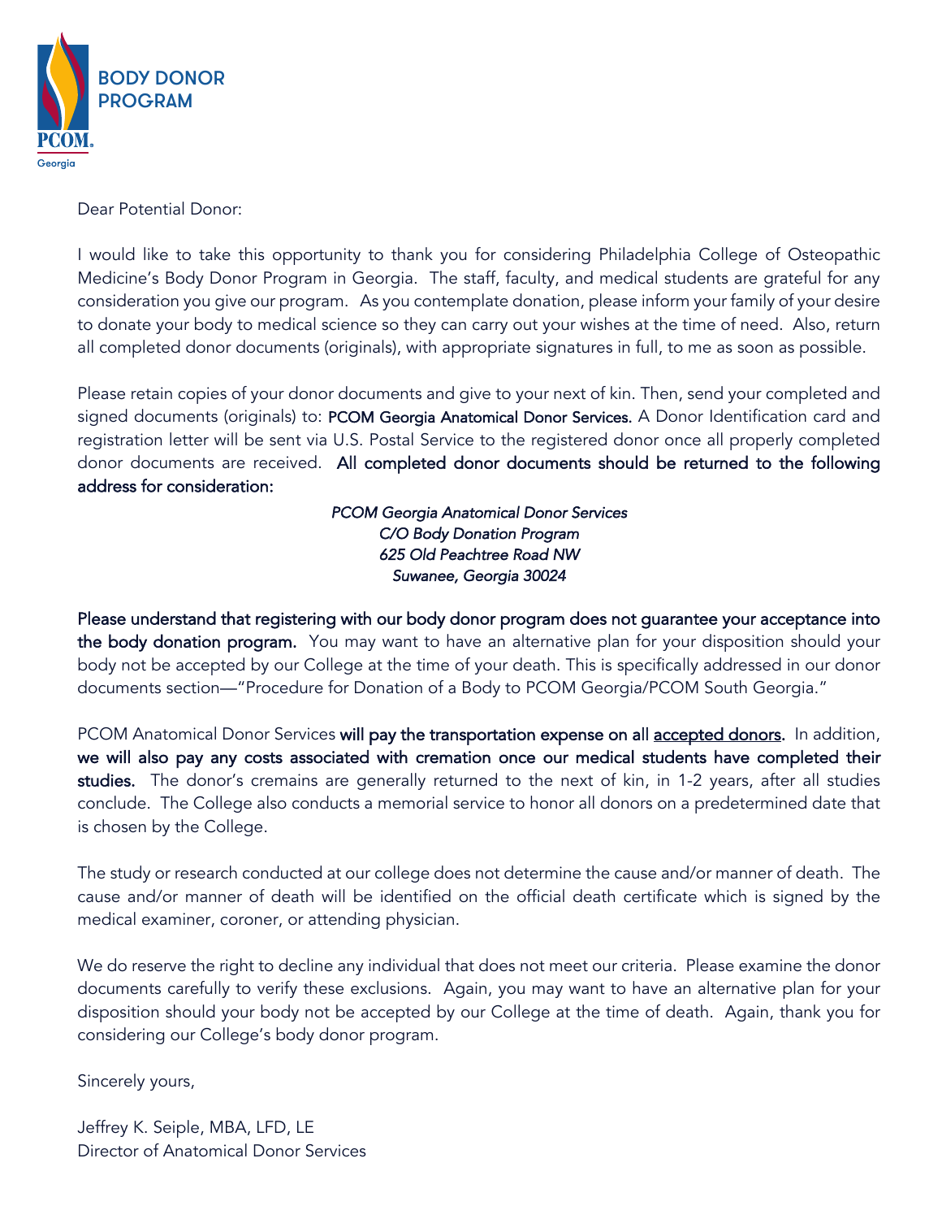**BODY DONOR PROGRAM**

PCOM Georgia

Dear Potential Donor:

I would like to take this opportunity to thank you for considering Philadelphia College of Osteopathic Medicine's Body Donor Program in Georgia. The staff, faculty, and medical students are grateful for any consideration you give our program. As you contemplate donation, please inform your family of your desire to donate your body to medical science so they can carry out your wishes at the time of need. Also, return all completed donor documents (originals), with appropriate signatures in full, to me as soon as possible.

Please retain copies of your donor documents and give to your next of kin. Then, send your completed and signed documents (originals) to: PCOM Georgia Anatomical Donor Services. A Donor Identification card and registration letter will be sent via U.S. Postal Service to the registered donor once all properly completed donor documents are received. **All completed donor documents should be returned to the following address for consideration:**

*PCOM Georgia Anatomical Donor Services*
*C/O Body Donation Program*
*625 Old Peachtree Road NW*
*Suwanee, Georgia 30024*

**Please understand that registering with our body donor program does not guarantee your acceptance into the body donation program.** You may want to have an alternative plan for your disposition should your body not be accepted by our College at the time of your death. This is specifically addressed in our donor documents section—"Procedure for Donation of a Body to PCOM Georgia/PCOM South Georgia."

PCOM Anatomical Donor Services **will pay the transportation expense on all accepted donors.** In addition, **we will also pay any costs associated with cremation once our medical students have completed their studies.** The donor's cremains are generally returned to the next of kin, in 1-2 years, after all studies conclude. The College also conducts a memorial service to honor all donors on a predetermined date that is chosen by the College.

The study or research conducted at our college does not determine the cause and/or manner of death. The cause and/or manner of death will be identified on the official death certificate which is signed by the medical examiner, coroner, or attending physician.

We do reserve the right to decline any individual that does not meet our criteria. Please examine the donor documents carefully to verify these exclusions. Again, you may want to have an alternative plan for your disposition should your body not be accepted by our College at the time of death. Again, thank you for considering our College's body donor program.

Sincerely yours,

Jeffrey K. Seiple, MBA, LFD, LE
Director of Anatomical Donor Services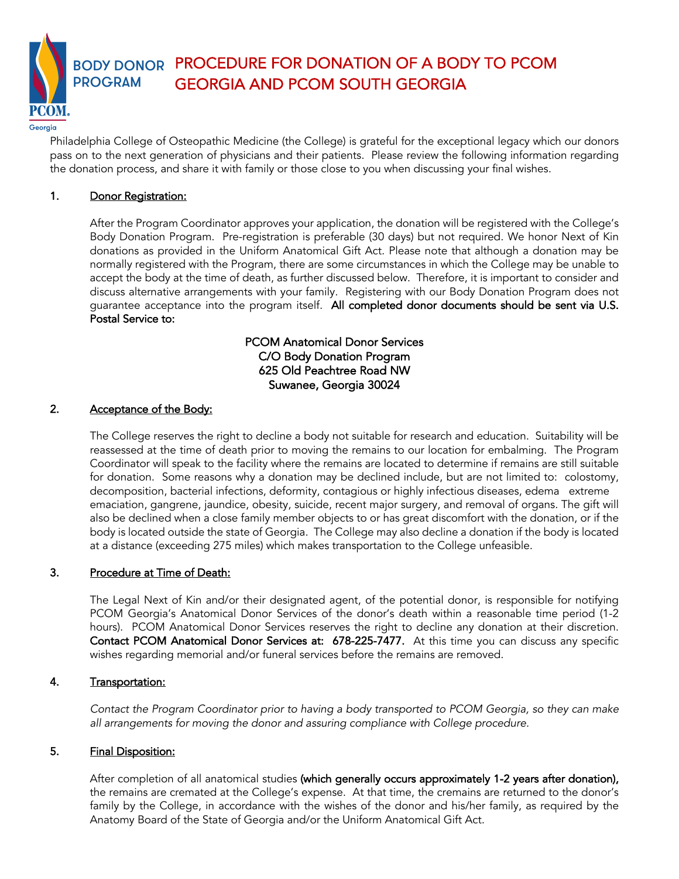# BODY DONOR PROGRAM — PROCEDURE FOR DONATION OF A BODY TO PCOM GEORGIA AND PCOM SOUTH GEORGIA

Philadelphia College of Osteopathic Medicine (the College) is grateful for the exceptional legacy which our donors pass on to the next generation of physicians and their patients. Please review the following information regarding the donation process, and share it with family or those close to you when discussing your final wishes.

1. <u>Donor Registration:</u>

   After the Program Coordinator approves your application, the donation will be registered with the College's Body Donation Program. Pre-registration is preferable (30 days) but not required. We honor Next of Kin donations as provided in the Uniform Anatomical Gift Act. Please note that although a donation may be normally registered with the Program, there are some circumstances in which the College may be unable to accept the body at the time of death, as further discussed below. Therefore, it is important to consider and discuss alternative arrangements with your family. Registering with our Body Donation Program does not guarantee acceptance into the program itself. **All completed donor documents should be sent via U.S. Postal Service to:**

   **PCOM Anatomical Donor Services**
   **C/O Body Donation Program**
   **625 Old Peachtree Road NW**
   **Suwanee, Georgia 30024**

2. <u>Acceptance of the Body:</u>

   The College reserves the right to decline a body not suitable for research and education. Suitability will be reassessed at the time of death prior to moving the remains to our location for embalming. The Program Coordinator will speak to the facility where the remains are located to determine if remains are still suitable for donation. Some reasons why a donation may be declined include, but are not limited to: colostomy, decomposition, bacterial infections, deformity, contagious or highly infectious diseases, edema extreme emaciation, gangrene, jaundice, obesity, suicide, recent major surgery, and removal of organs. The gift will also be declined when a close family member objects to or has great discomfort with the donation, or if the body is located outside the state of Georgia. The College may also decline a donation if the body is located at a distance (exceeding 275 miles) which makes transportation to the College unfeasible.

3. <u>Procedure at Time of Death:</u>

   The Legal Next of Kin and/or their designated agent, of the potential donor, is responsible for notifying PCOM Georgia's Anatomical Donor Services of the donor's death within a reasonable time period (1-2 hours). PCOM Anatomical Donor Services reserves the right to decline any donation at their discretion. **Contact PCOM Anatomical Donor Services at: 678-225-7477.** At this time you can discuss any specific wishes regarding memorial and/or funeral services before the remains are removed.

4. <u>Transportation:</u>

   *Contact the Program Coordinator prior to having a body transported to PCOM Georgia, so they can make all arrangements for moving the donor and assuring compliance with College procedure.*

5. <u>Final Disposition:</u>

   After completion of all anatomical studies **(which generally occurs approximately 1-2 years after donation),** the remains are cremated at the College's expense. At that time, the cremains are returned to the donor's family by the College, in accordance with the wishes of the donor and his/her family, as required by the Anatomy Board of the State of Georgia and/or the Uniform Anatomical Gift Act.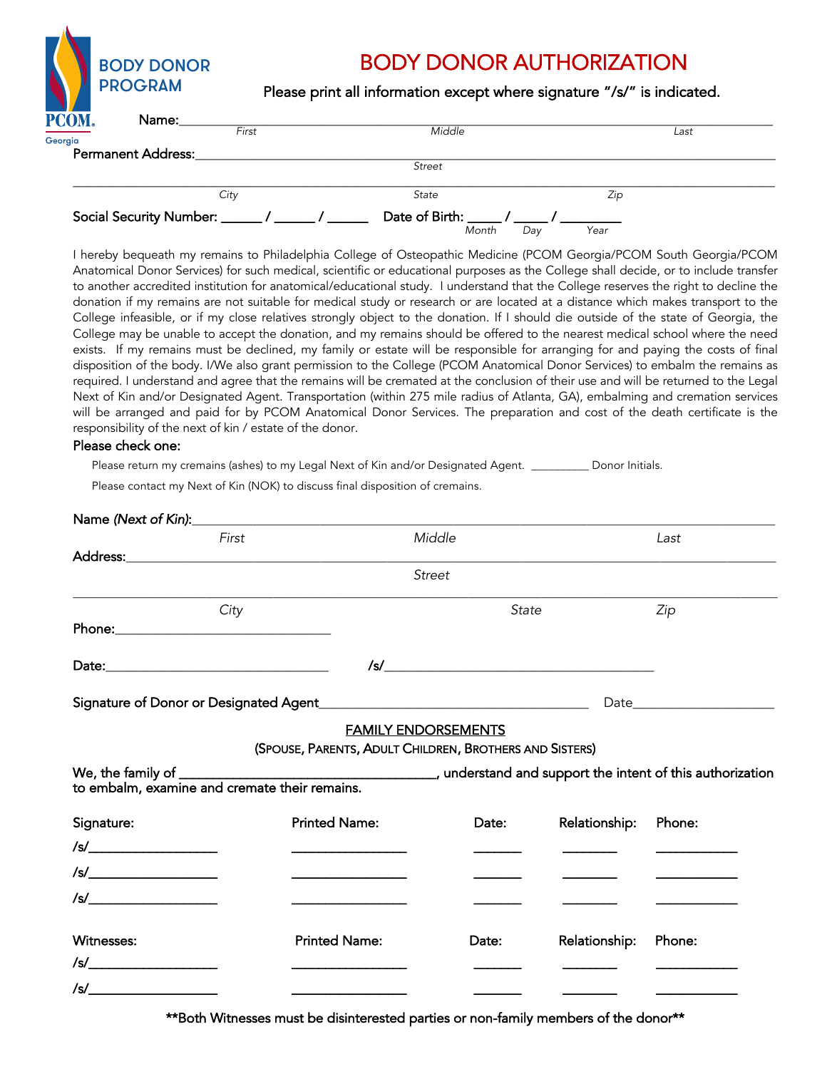BODY DONOR PROGRAM

PCOM Georgia

# BODY DONOR AUTHORIZATION

Please print all information except where signature "/s/" is indicated.

Name:___________________________________________________________________
*First* *Middle* *Last*

Permanent Address:___________________________________________________________
*Street*

_____________________________________________________________________________
*City* *State* *Zip*

Social Security Number: ______ / ______ / ______ Date of Birth: _____ / _____ / ________
*Month* *Day* *Year*

I hereby bequeath my remains to Philadelphia College of Osteopathic Medicine (PCOM Georgia/PCOM South Georgia/PCOM Anatomical Donor Services) for such medical, scientific or educational purposes as the College shall decide, or to include transfer to another accredited institution for anatomical/educational study. I understand that the College reserves the right to decline the donation if my remains are not suitable for medical study or research or are located at a distance which makes transport to the College infeasible, or if my close relatives strongly object to the donation. If I should die outside of the state of Georgia, the College may be unable to accept the donation, and my remains should be offered to the nearest medical school where the need exists. If my remains must be declined, my family or estate will be responsible for arranging for and paying the costs of final disposition of the body. I/We also grant permission to the College (PCOM Anatomical Donor Services) to embalm the remains as required. I understand and agree that the remains will be cremated at the conclusion of their use and will be returned to the Legal Next of Kin and/or Designated Agent. Transportation (within 275 mile radius of Atlanta, GA), embalming and cremation services will be arranged and paid for by PCOM Anatomical Donor Services. The preparation and cost of the death certificate is the responsibility of the next of kin / estate of the donor.

Please check one:

Please return my cremains (ashes) to my Legal Next of Kin and/or Designated Agent. __________ Donor Initials.

Please contact my Next of Kin (NOK) to discuss final disposition of cremains.

Name *(Next of Kin)*:_____________________________________________________________
*First* *Middle* *Last*

Address:_____________________________________________________________________
*Street*

_____________________________________________________________________________
*City* *State* *Zip*

Phone:________________________________

Date:________________________________ /s/________________________________________

Signature of Donor or Designated Agent________________________________________ Date____________________

## FAMILY ENDORSEMENTS

(SPOUSE, PARENTS, ADULT CHILDREN, BROTHERS AND SISTERS)

We, the family of ____________________________________, understand and support the intent of this authorization to embalm, examine and cremate their remains.

| Signature: | Printed Name: | Date: | Relationship: | Phone: |
|---|---|---|---|---|
| /s/__________________ | ________________ | _______ | ________ | ___________ |
| /s/__________________ | ________________ | _______ | ________ | ___________ |
| /s/__________________ | ________________ | _______ | ________ | ___________ |

| Witnesses: | Printed Name: | Date: | Relationship: | Phone: |
|---|---|---|---|---|
| /s/__________________ | ________________ | _______ | ________ | ___________ |
| /s/__________________ | ________________ | _______ | ________ | ___________ |

**Both Witnesses must be disinterested parties or non-family members of the donor**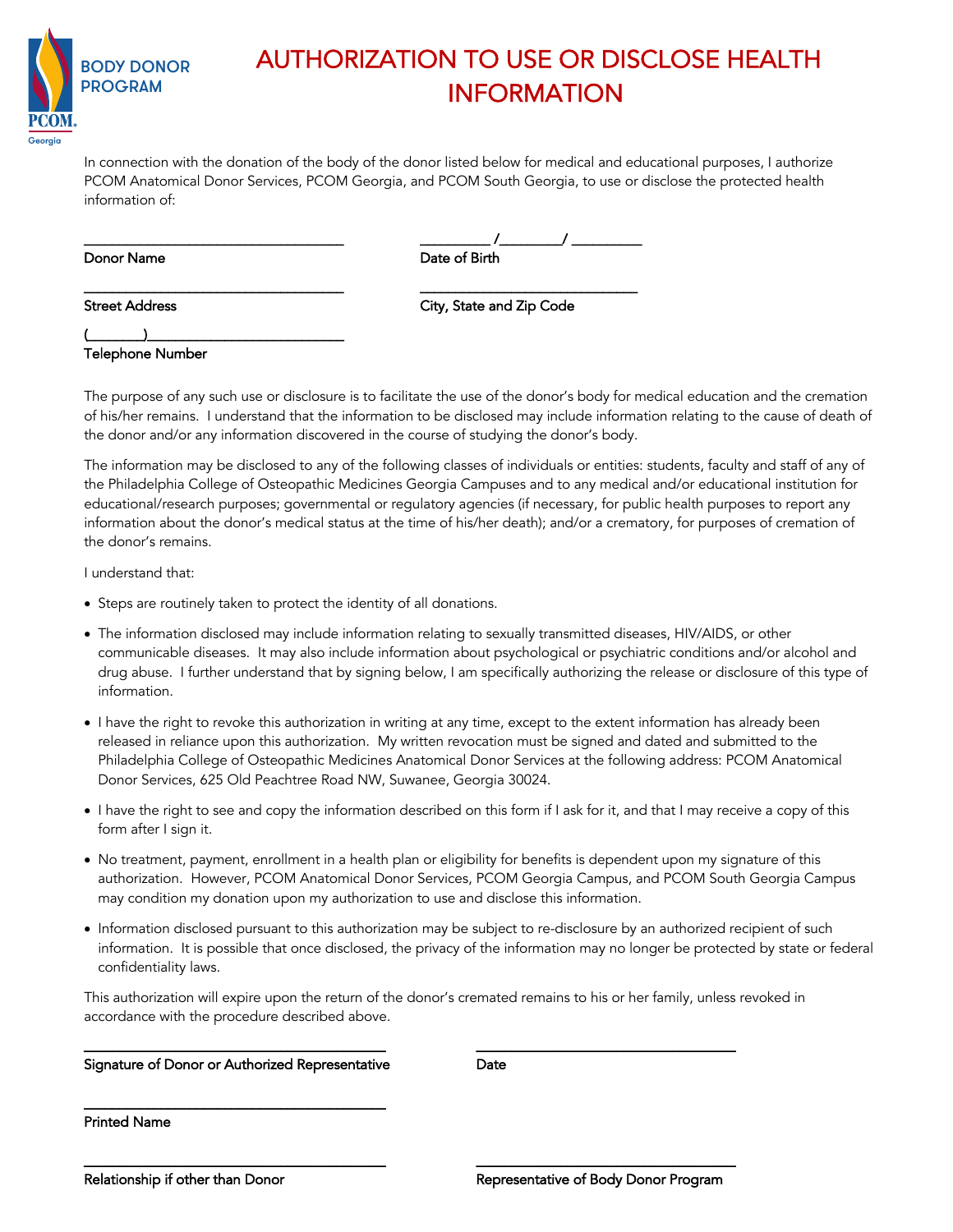BODY DONOR PROGRAM

PCOM. Georgia

# AUTHORIZATION TO USE OR DISCLOSE HEALTH INFORMATION

In connection with the donation of the body of the donor listed below for medical and educational purposes, I authorize PCOM Anatomical Donor Services, PCOM Georgia, and PCOM South Georgia, to use or disclose the protected health information of:

_________________________________
Donor Name

_________ /________/ _________
Date of Birth

_________________________________
Street Address

____________________________
City, State and Zip Code

(_______)__________________________
Telephone Number

The purpose of any such use or disclosure is to facilitate the use of the donor's body for medical education and the cremation of his/her remains. I understand that the information to be disclosed may include information relating to the cause of death of the donor and/or any information discovered in the course of studying the donor's body.

The information may be disclosed to any of the following classes of individuals or entities: students, faculty and staff of any of the Philadelphia College of Osteopathic Medicines Georgia Campuses and to any medical and/or educational institution for educational/research purposes; governmental or regulatory agencies (if necessary, for public health purposes to report any information about the donor's medical status at the time of his/her death); and/or a crematory, for purposes of cremation of the donor's remains.

I understand that:

- Steps are routinely taken to protect the identity of all donations.
- The information disclosed may include information relating to sexually transmitted diseases, HIV/AIDS, or other communicable diseases. It may also include information about psychological or psychiatric conditions and/or alcohol and drug abuse. I further understand that by signing below, I am specifically authorizing the release or disclosure of this type of information.
- I have the right to revoke this authorization in writing at any time, except to the extent information has already been released in reliance upon this authorization. My written revocation must be signed and dated and submitted to the Philadelphia College of Osteopathic Medicines Anatomical Donor Services at the following address: PCOM Anatomical Donor Services, 625 Old Peachtree Road NW, Suwanee, Georgia 30024.
- I have the right to see and copy the information described on this form if I ask for it, and that I may receive a copy of this form after I sign it.
- No treatment, payment, enrollment in a health plan or eligibility for benefits is dependent upon my signature of this authorization. However, PCOM Anatomical Donor Services, PCOM Georgia Campus, and PCOM South Georgia Campus may condition my donation upon my authorization to use and disclose this information.
- Information disclosed pursuant to this authorization may be subject to re-disclosure by an authorized recipient of such information. It is possible that once disclosed, the privacy of the information may no longer be protected by state or federal confidentiality laws.

This authorization will expire upon the return of the donor's cremated remains to his or her family, unless revoked in accordance with the procedure described above.

___________________________________
Signature of Donor or Authorized Representative

___________________________________
Date

___________________________________
Printed Name

___________________________________
Relationship if other than Donor

___________________________________
Representative of Body Donor Program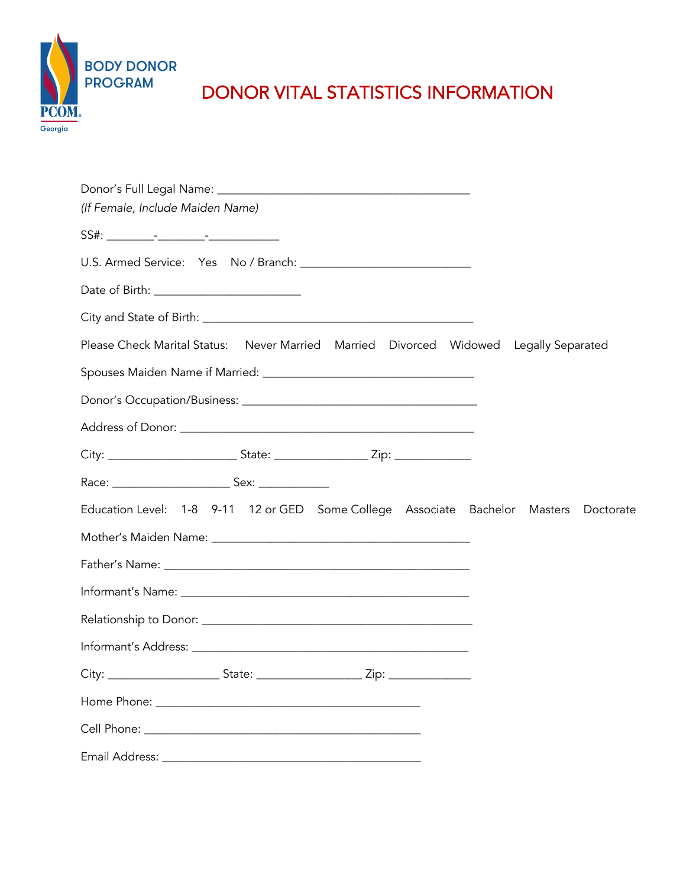BODY DONOR PROGRAM

PCOM Georgia

# DONOR VITAL STATISTICS INFORMATION

Donor's Full Legal Name: ___________________________________________
*(If Female, Include Maiden Name)*

SS#: ________-________-____________

U.S. Armed Service: Yes No / Branch: ____________________________

Date of Birth: ________________________

City and State of Birth: ______________________________________________

Please Check Marital Status: Never Married Married Divorced Widowed Legally Separated

Spouses Maiden Name if Married: __________________________________

Donor's Occupation/Business: ________________________________________

Address of Donor: ____________________________________________________

City: _____________________ State: _______________ Zip: _____________

Race: ___________________ Sex: ____________

Education Level: 1-8 9-11 12 or GED Some College Associate Bachelor Masters Doctorate

Mother's Maiden Name: ___________________________________________

Father's Name: ______________________________________________________

Informant's Name: ___________________________________________________

Relationship to Donor: ______________________________________________

Informant's Address: _________________________________________________

City: __________________ State: _________________ Zip: ______________

Home Phone: ____________________________________________

Cell Phone: ______________________________________________

Email Address: ___________________________________________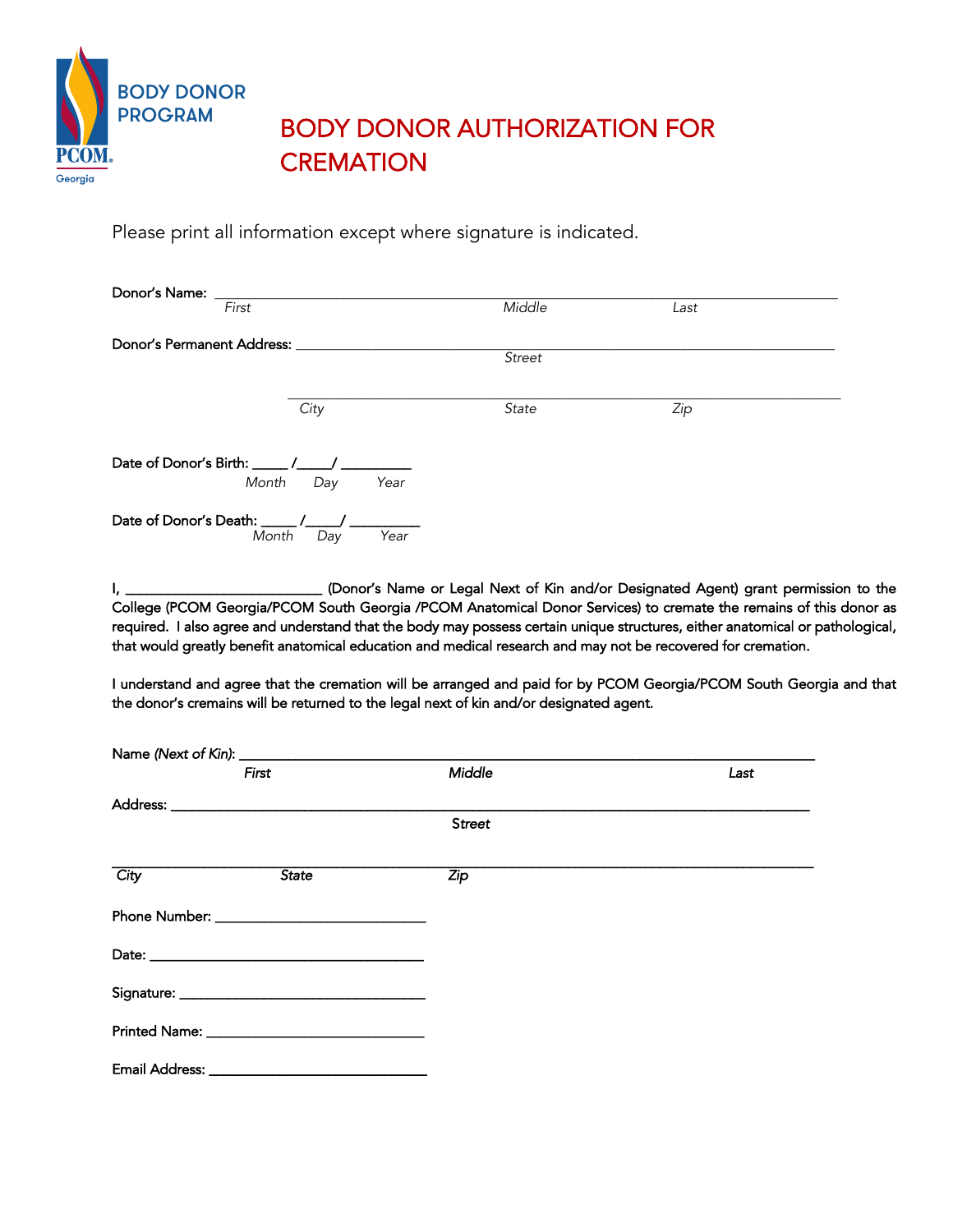BODY DONOR PROGRAM

PCOM Georgia

# BODY DONOR AUTHORIZATION FOR CREMATION

Please print all information except where signature is indicated.

Donor's Name: ___________________________________________________________
*First* *Middle* *Last*

Donor's Permanent Address: ____________________________________________
*Street*

______________________________________________________________
*City* *State* *Zip*

Date of Donor's Birth: _____ /_____/ _________
*Month* *Day* *Year*

Date of Donor's Death: _____ /_____/ _________
*Month* *Day* *Year*

I, _________________________ (Donor's Name or Legal Next of Kin and/or Designated Agent) grant permission to the College (PCOM Georgia/PCOM South Georgia /PCOM Anatomical Donor Services) to cremate the remains of this donor as required. I also agree and understand that the body may possess certain unique structures, either anatomical or pathological, that would greatly benefit anatomical education and medical research and may not be recovered for cremation.

I understand and agree that the cremation will be arranged and paid for by PCOM Georgia/PCOM South Georgia and that the donor's cremains will be returned to the legal next of kin and/or designated agent.

Name *(Next of Kin)*: _______________________________________________________
*First* *Middle* *Last*

Address: ________________________________________________________________
*Street*

______________________________________________________________
*City* *State* *Zip*

Phone Number: ___________________________

Date: ____________________________________

Signature: ________________________________

Printed Name: _____________________________

Email Address: _____________________________